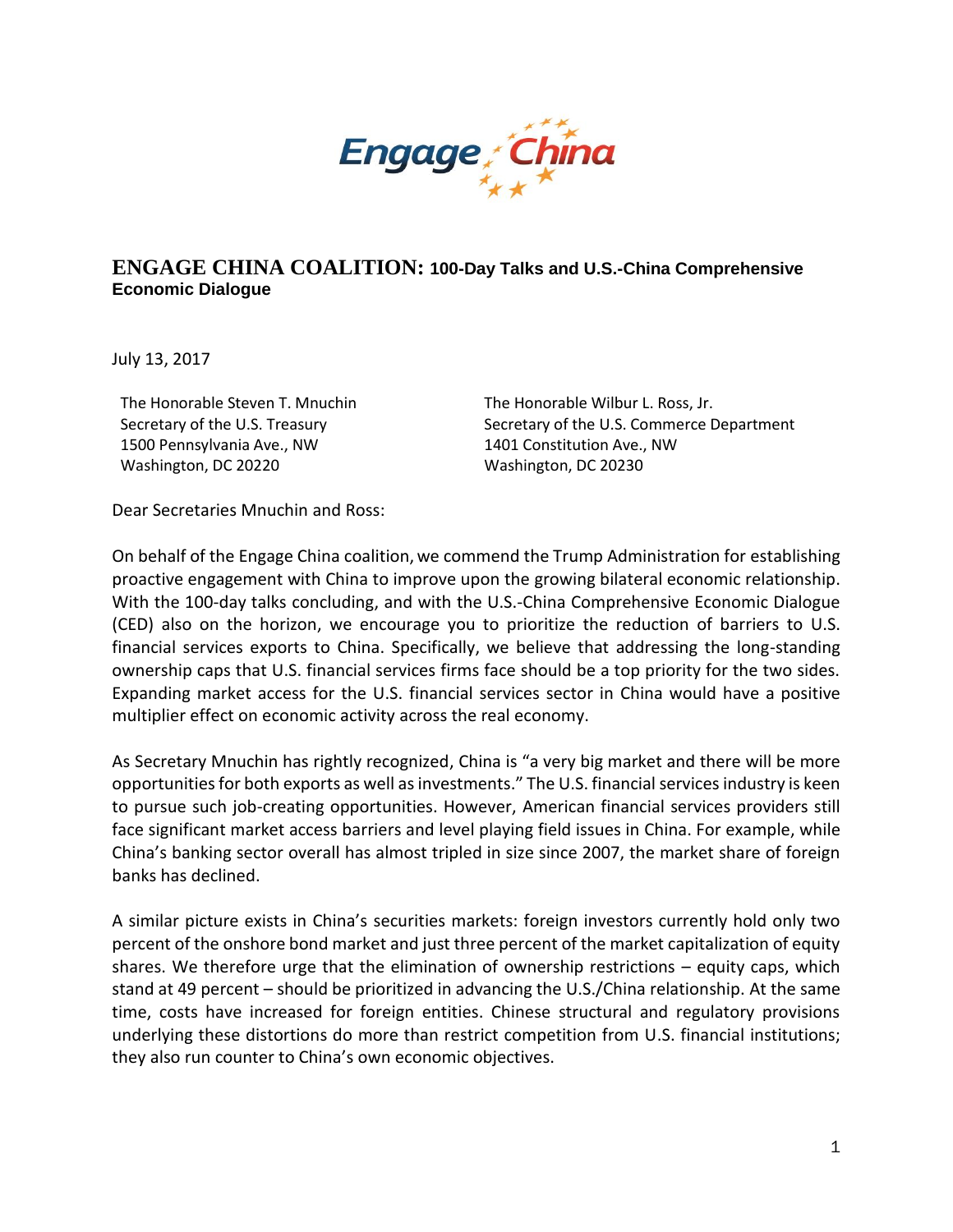Engage China

## ENGAGE CHINA COALITION: 100-Day Talks and U.S.-China Comprehensive Economic Dialogue

July 13, 2017

The Honorable Steven T. Mnuchin
Secretary of the U.S. Treasury
1500 Pennsylvania Ave., NW
Washington, DC 20220

The Honorable Wilbur L. Ross, Jr.
Secretary of the U.S. Commerce Department
1401 Constitution Ave., NW
Washington, DC 20230

Dear Secretaries Mnuchin and Ross:

On behalf of the Engage China coalition, we commend the Trump Administration for establishing proactive engagement with China to improve upon the growing bilateral economic relationship. With the 100-day talks concluding, and with the U.S.-China Comprehensive Economic Dialogue (CED) also on the horizon, we encourage you to prioritize the reduction of barriers to U.S. financial services exports to China. Specifically, we believe that addressing the long-standing ownership caps that U.S. financial services firms face should be a top priority for the two sides. Expanding market access for the U.S. financial services sector in China would have a positive multiplier effect on economic activity across the real economy.

As Secretary Mnuchin has rightly recognized, China is "a very big market and there will be more opportunities for both exports as well as investments." The U.S. financial services industry is keen to pursue such job-creating opportunities. However, American financial services providers still face significant market access barriers and level playing field issues in China. For example, while China's banking sector overall has almost tripled in size since 2007, the market share of foreign banks has declined.

A similar picture exists in China's securities markets: foreign investors currently hold only two percent of the onshore bond market and just three percent of the market capitalization of equity shares. We therefore urge that the elimination of ownership restrictions – equity caps, which stand at 49 percent – should be prioritized in advancing the U.S./China relationship. At the same time, costs have increased for foreign entities. Chinese structural and regulatory provisions underlying these distortions do more than restrict competition from U.S. financial institutions; they also run counter to China's own economic objectives.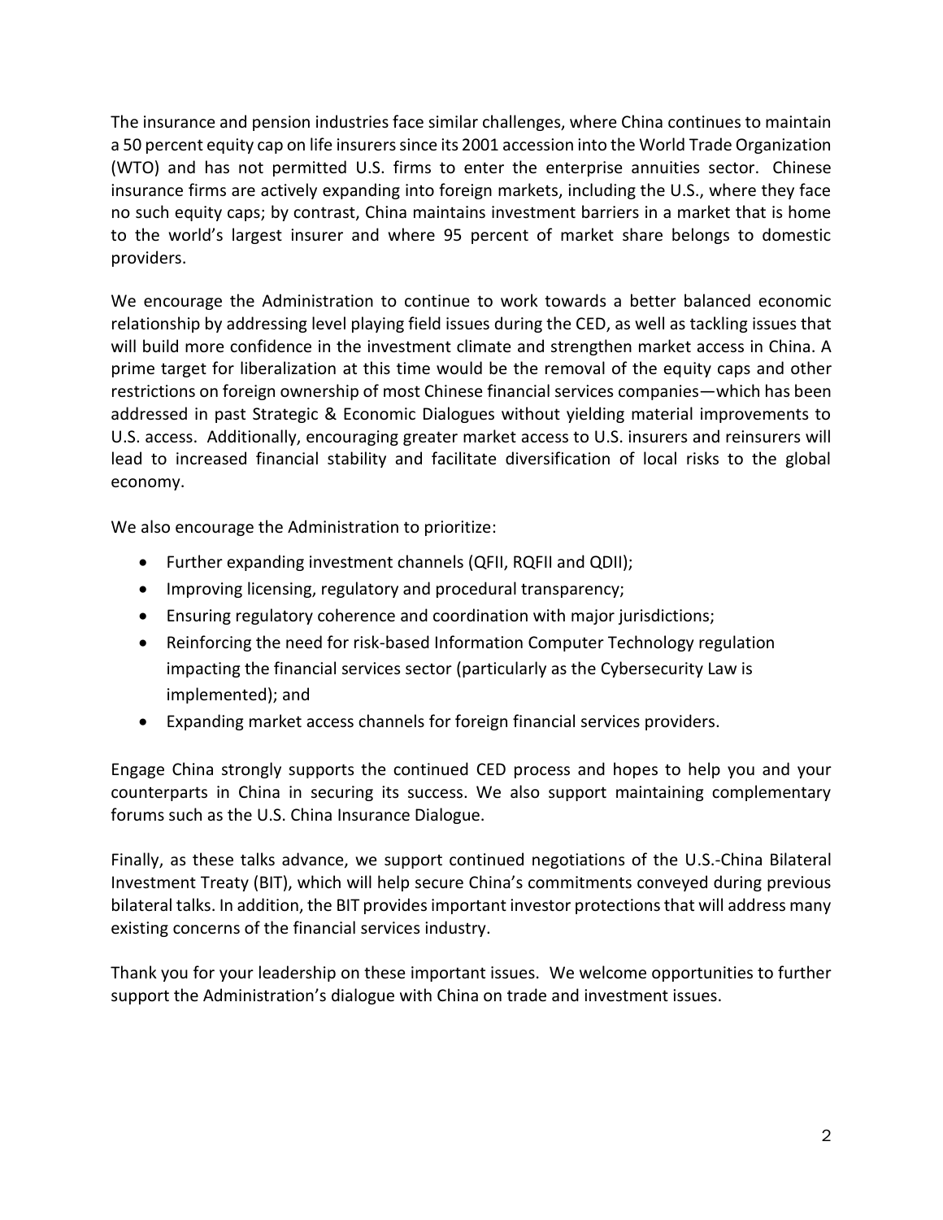The insurance and pension industries face similar challenges, where China continues to maintain a 50 percent equity cap on life insurers since its 2001 accession into the World Trade Organization (WTO) and has not permitted U.S. firms to enter the enterprise annuities sector. Chinese insurance firms are actively expanding into foreign markets, including the U.S., where they face no such equity caps; by contrast, China maintains investment barriers in a market that is home to the world's largest insurer and where 95 percent of market share belongs to domestic providers.

We encourage the Administration to continue to work towards a better balanced economic relationship by addressing level playing field issues during the CED, as well as tackling issues that will build more confidence in the investment climate and strengthen market access in China. A prime target for liberalization at this time would be the removal of the equity caps and other restrictions on foreign ownership of most Chinese financial services companies—which has been addressed in past Strategic & Economic Dialogues without yielding material improvements to U.S. access. Additionally, encouraging greater market access to U.S. insurers and reinsurers will lead to increased financial stability and facilitate diversification of local risks to the global economy.

We also encourage the Administration to prioritize:

- Further expanding investment channels (QFII, RQFII and QDII);
- Improving licensing, regulatory and procedural transparency;
- Ensuring regulatory coherence and coordination with major jurisdictions;
- Reinforcing the need for risk-based Information Computer Technology regulation impacting the financial services sector (particularly as the Cybersecurity Law is implemented); and
- Expanding market access channels for foreign financial services providers.

Engage China strongly supports the continued CED process and hopes to help you and your counterparts in China in securing its success. We also support maintaining complementary forums such as the U.S. China Insurance Dialogue.

Finally, as these talks advance, we support continued negotiations of the U.S.-China Bilateral Investment Treaty (BIT), which will help secure China's commitments conveyed during previous bilateral talks. In addition, the BIT provides important investor protections that will address many existing concerns of the financial services industry.

Thank you for your leadership on these important issues. We welcome opportunities to further support the Administration's dialogue with China on trade and investment issues.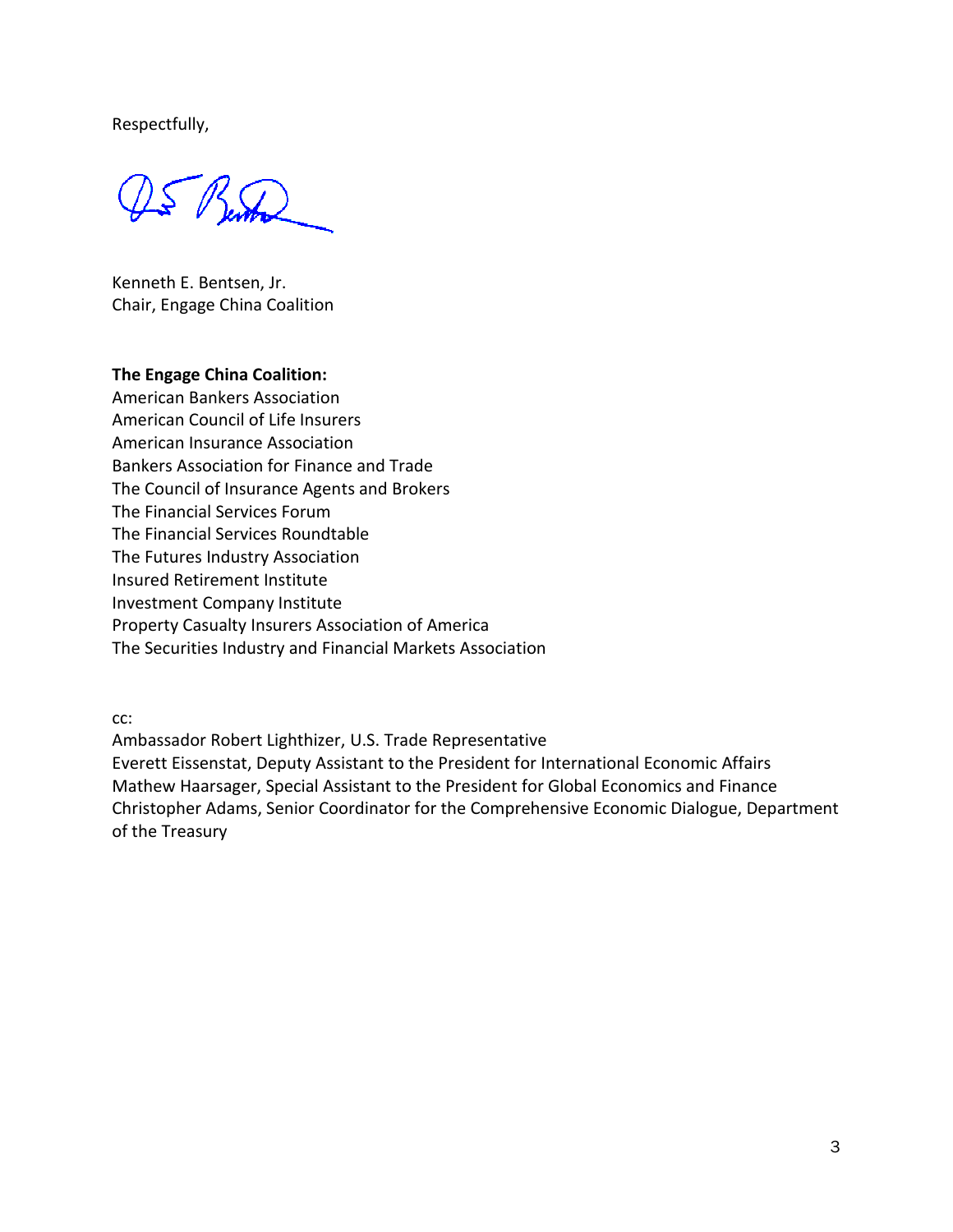Respectfully,

Kenneth E. Bentsen, Jr.
Chair, Engage China Coalition

**The Engage China Coalition:**
American Bankers Association
American Council of Life Insurers
American Insurance Association
Bankers Association for Finance and Trade
The Council of Insurance Agents and Brokers
The Financial Services Forum
The Financial Services Roundtable
The Futures Industry Association
Insured Retirement Institute
Investment Company Institute
Property Casualty Insurers Association of America
The Securities Industry and Financial Markets Association

cc:
Ambassador Robert Lighthizer, U.S. Trade Representative
Everett Eissenstat, Deputy Assistant to the President for International Economic Affairs
Mathew Haarsager, Special Assistant to the President for Global Economics and Finance
Christopher Adams, Senior Coordinator for the Comprehensive Economic Dialogue, Department of the Treasury